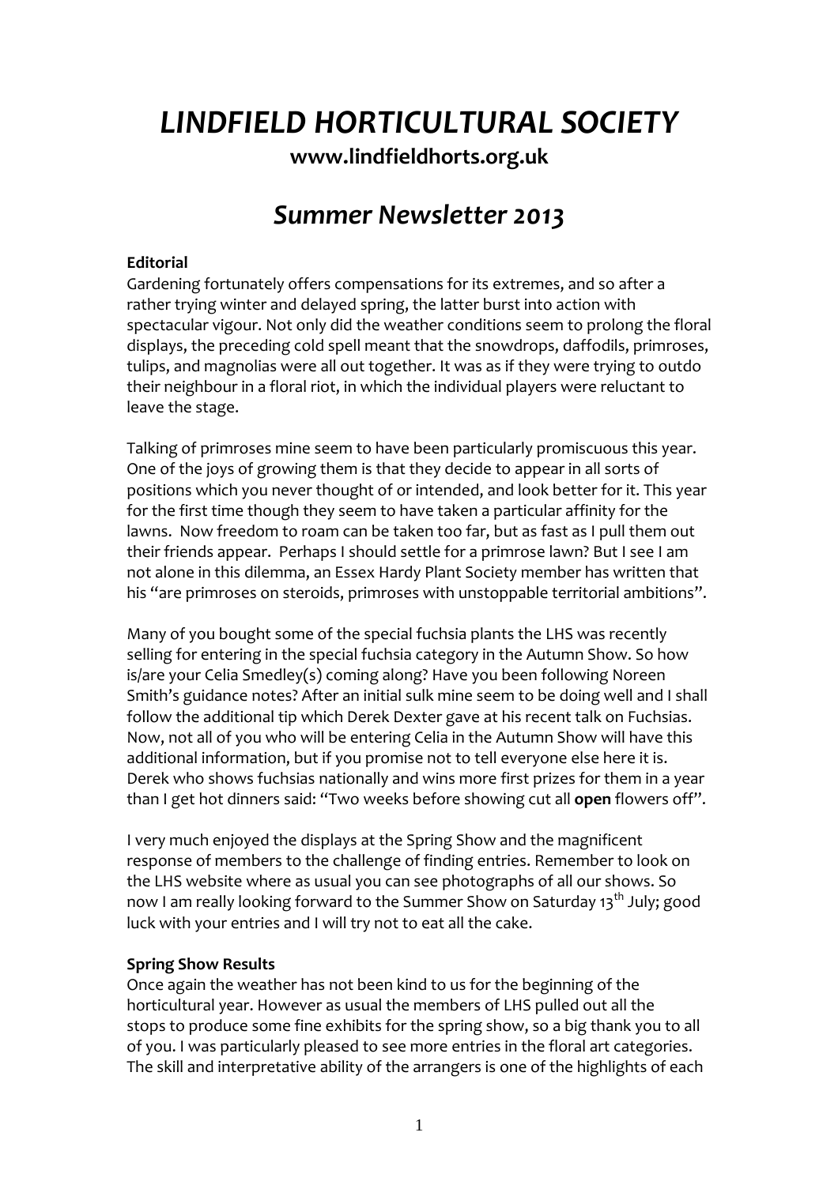# *LINDFIELD HORTICULTURAL SOCIETY*

**www.lindfieldhorts.org.uk**

## *Summer Newsletter 2013*

**Editorial**

Gardening fortunately offers compensations for its extremes, and so after a rather trying winter and delayed spring, the latter burst into action with spectacular vigour. Not only did the weather conditions seem to prolong the floral displays, the preceding cold spell meant that the snowdrops, daffodils, primroses, tulips, and magnolias were all out together. It was as if they were trying to outdo their neighbour in a floral riot, in which the individual players were reluctant to leave the stage.

Talking of primroses mine seem to have been particularly promiscuous this year. One of the joys of growing them is that they decide to appear in all sorts of positions which you never thought of or intended, and look better for it. This year for the first time though they seem to have taken a particular affinity for the lawns. Now freedom to roam can be taken too far, but as fast as I pull them out their friends appear. Perhaps I should settle for a primrose lawn? But I see I am not alone in this dilemma, an Essex Hardy Plant Society member has written that his "are primroses on steroids, primroses with unstoppable territorial ambitions".

Many of you bought some of the special fuchsia plants the LHS was recently selling for entering in the special fuchsia category in the Autumn Show. So how is/are your Celia Smedley(s) coming along? Have you been following Noreen Smith's guidance notes? After an initial sulk mine seem to be doing well and I shall follow the additional tip which Derek Dexter gave at his recent talk on Fuchsias. Now, not all of you who will be entering Celia in the Autumn Show will have this additional information, but if you promise not to tell everyone else here it is. Derek who shows fuchsias nationally and wins more first prizes for them in a year than I get hot dinners said: "Two weeks before showing cut all **open** flowers off".

I very much enjoyed the displays at the Spring Show and the magnificent response of members to the challenge of finding entries. Remember to look on the LHS website where as usual you can see photographs of all our shows. So now I am really looking forward to the Summer Show on Saturday 13th July; good luck with your entries and I will try not to eat all the cake.

**Spring Show Results**

Once again the weather has not been kind to us for the beginning of the horticultural year. However as usual the members of LHS pulled out all the stops to produce some fine exhibits for the spring show, so a big thank you to all of you. I was particularly pleased to see more entries in the floral art categories. The skill and interpretative ability of the arrangers is one of the highlights of each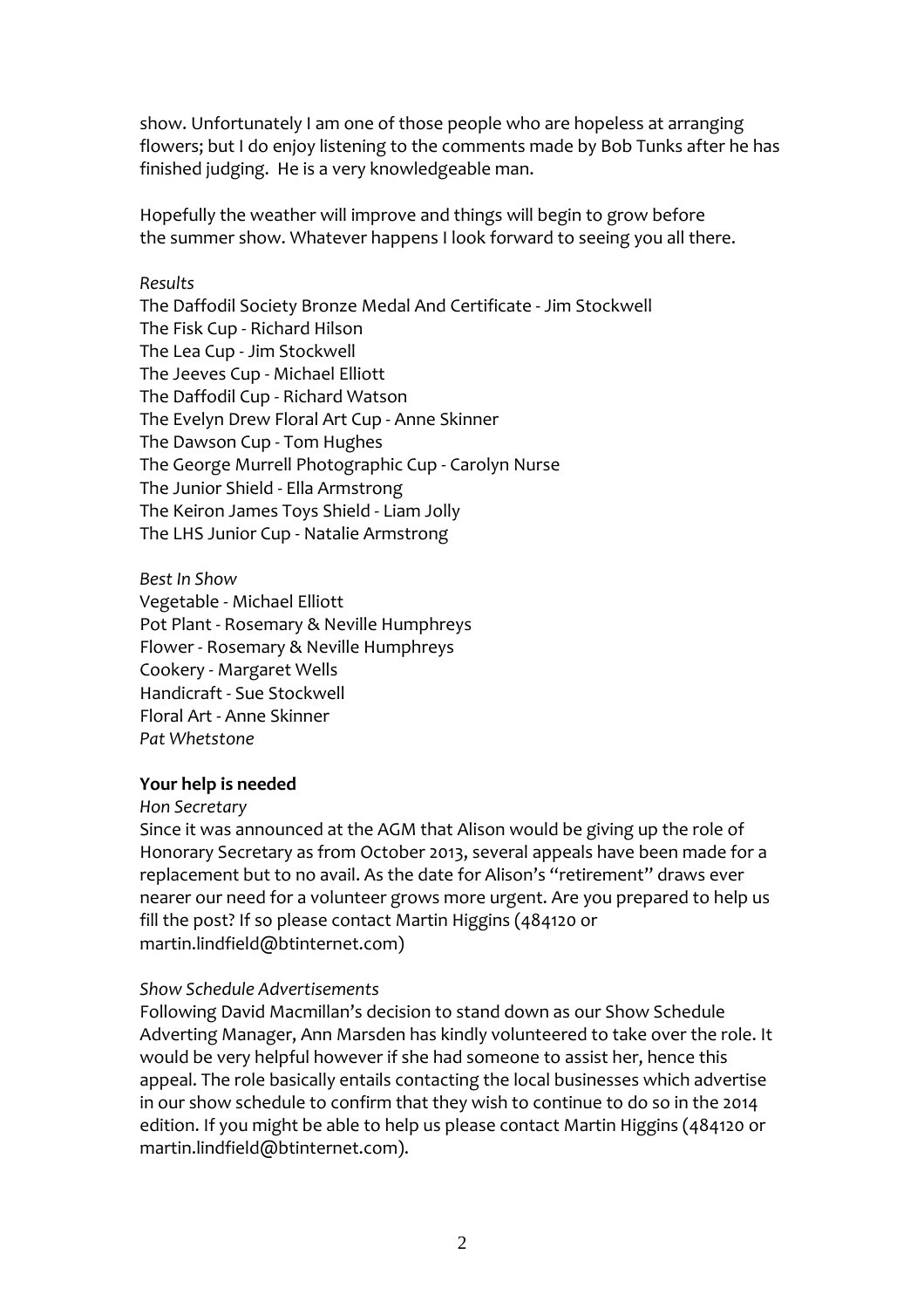show. Unfortunately I am one of those people who are hopeless at arranging flowers; but I do enjoy listening to the comments made by Bob Tunks after he has finished judging. He is a very knowledgeable man.

Hopefully the weather will improve and things will begin to grow before the summer show. Whatever happens I look forward to seeing you all there.

*Results*

The Daffodil Society Bronze Medal And Certificate - Jim Stockwell
The Fisk Cup - Richard Hilson
The Lea Cup - Jim Stockwell
The Jeeves Cup - Michael Elliott
The Daffodil Cup - Richard Watson
The Evelyn Drew Floral Art Cup - Anne Skinner
The Dawson Cup - Tom Hughes
The George Murrell Photographic Cup - Carolyn Nurse
The Junior Shield - Ella Armstrong
The Keiron James Toys Shield - Liam Jolly
The LHS Junior Cup - Natalie Armstrong

*Best In Show*

Vegetable - Michael Elliott
Pot Plant - Rosemary & Neville Humphreys
Flower - Rosemary & Neville Humphreys
Cookery - Margaret Wells
Handicraft - Sue Stockwell
Floral Art - Anne Skinner
*Pat Whetstone*

**Your help is needed**

*Hon Secretary*

Since it was announced at the AGM that Alison would be giving up the role of Honorary Secretary as from October 2013, several appeals have been made for a replacement but to no avail. As the date for Alison's "retirement" draws ever nearer our need for a volunteer grows more urgent. Are you prepared to help us fill the post? If so please contact Martin Higgins (484120 or martin.lindfield@btinternet.com)

*Show Schedule Advertisements*

Following David Macmillan's decision to stand down as our Show Schedule Adverting Manager, Ann Marsden has kindly volunteered to take over the role. It would be very helpful however if she had someone to assist her, hence this appeal. The role basically entails contacting the local businesses which advertise in our show schedule to confirm that they wish to continue to do so in the 2014 edition. If you might be able to help us please contact Martin Higgins (484120 or martin.lindfield@btinternet.com).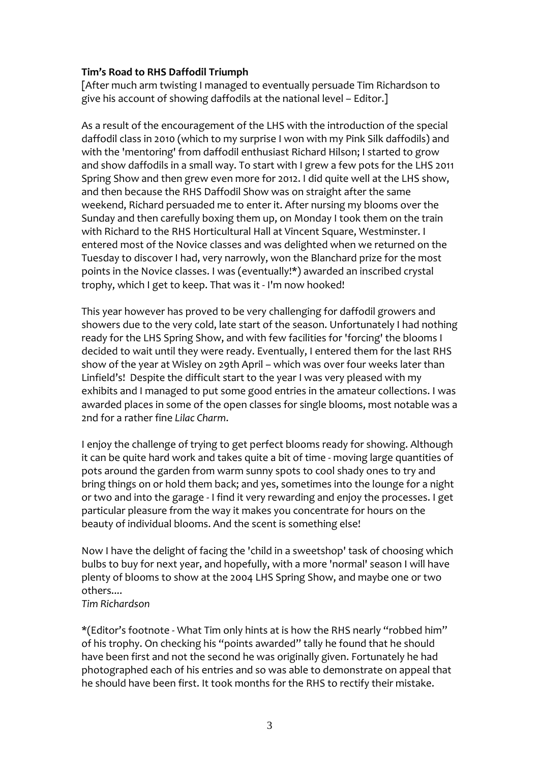**Tim's Road to RHS Daffodil Triumph**

[After much arm twisting I managed to eventually persuade Tim Richardson to give his account of showing daffodils at the national level – Editor.]

As a result of the encouragement of the LHS with the introduction of the special daffodil class in 2010 (which to my surprise I won with my Pink Silk daffodils) and with the 'mentoring' from daffodil enthusiast Richard Hilson; I started to grow and show daffodils in a small way. To start with I grew a few pots for the LHS 2011 Spring Show and then grew even more for 2012. I did quite well at the LHS show, and then because the RHS Daffodil Show was on straight after the same weekend, Richard persuaded me to enter it. After nursing my blooms over the Sunday and then carefully boxing them up, on Monday I took them on the train with Richard to the RHS Horticultural Hall at Vincent Square, Westminster. I entered most of the Novice classes and was delighted when we returned on the Tuesday to discover I had, very narrowly, won the Blanchard prize for the most points in the Novice classes. I was (eventually!*) awarded an inscribed crystal trophy, which I get to keep. That was it - I'm now hooked!

This year however has proved to be very challenging for daffodil growers and showers due to the very cold, late start of the season. Unfortunately I had nothing ready for the LHS Spring Show, and with few facilities for 'forcing' the blooms I decided to wait until they were ready. Eventually, I entered them for the last RHS show of the year at Wisley on 29th April – which was over four weeks later than Linfield's! Despite the difficult start to the year I was very pleased with my exhibits and I managed to put some good entries in the amateur collections. I was awarded places in some of the open classes for single blooms, most notable was a 2nd for a rather fine *Lilac Charm*.

I enjoy the challenge of trying to get perfect blooms ready for showing. Although it can be quite hard work and takes quite a bit of time - moving large quantities of pots around the garden from warm sunny spots to cool shady ones to try and bring things on or hold them back; and yes, sometimes into the lounge for a night or two and into the garage - I find it very rewarding and enjoy the processes. I get particular pleasure from the way it makes you concentrate for hours on the beauty of individual blooms. And the scent is something else!

Now I have the delight of facing the 'child in a sweetshop' task of choosing which bulbs to buy for next year, and hopefully, with a more 'normal' season I will have plenty of blooms to show at the 2004 LHS Spring Show, and maybe one or two others....

*Tim Richardson*

*(Editor's footnote - What Tim only hints at is how the RHS nearly "robbed him" of his trophy. On checking his "points awarded" tally he found that he should have been first and not the second he was originally given. Fortunately he had photographed each of his entries and so was able to demonstrate on appeal that he should have been first. It took months for the RHS to rectify their mistake.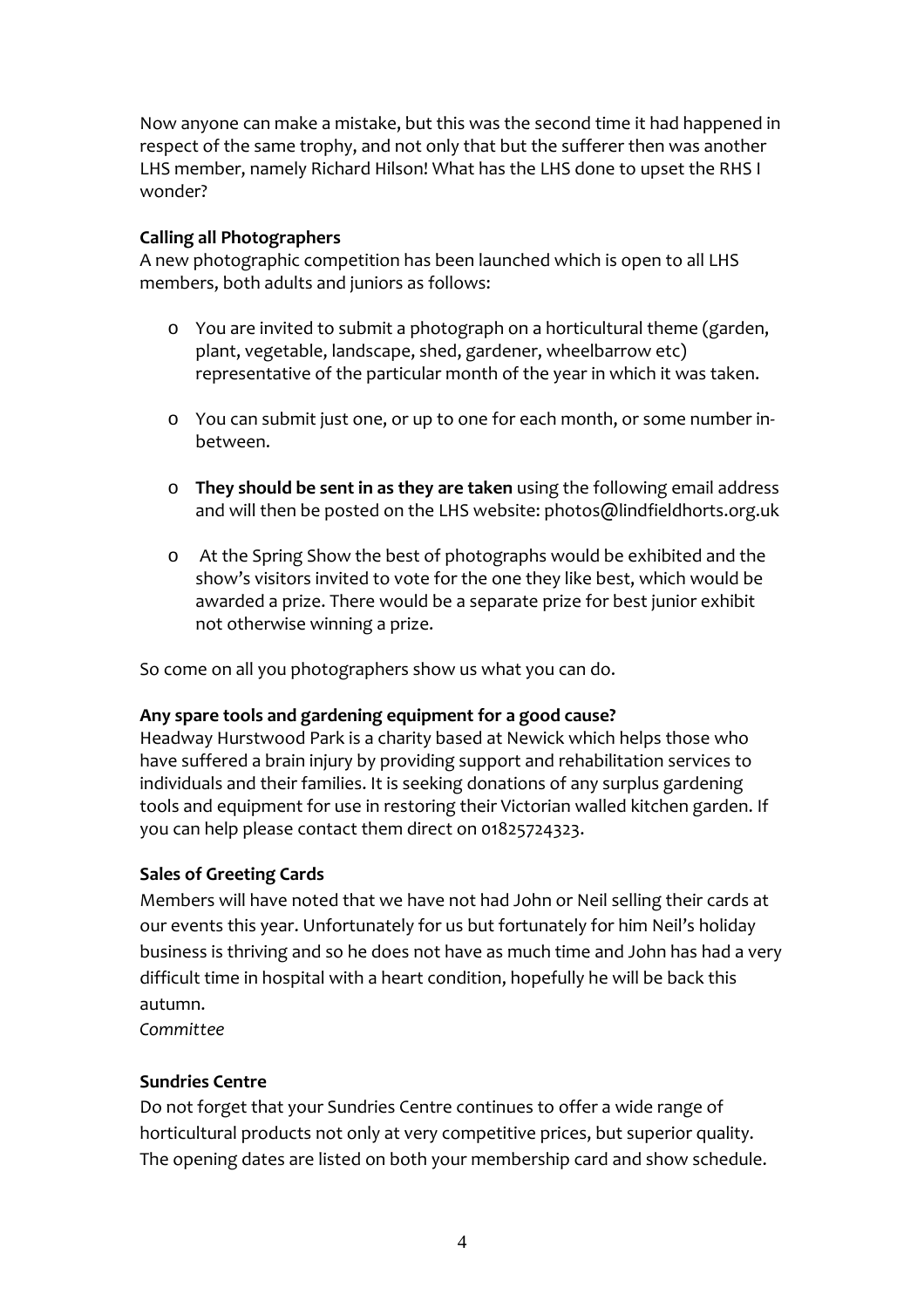Now anyone can make a mistake, but this was the second time it had happened in respect of the same trophy, and not only that but the sufferer then was another LHS member, namely Richard Hilson! What has the LHS done to upset the RHS I wonder?

**Calling all Photographers**

A new photographic competition has been launched which is open to all LHS members, both adults and juniors as follows:

- You are invited to submit a photograph on a horticultural theme (garden, plant, vegetable, landscape, shed, gardener, wheelbarrow etc) representative of the particular month of the year in which it was taken.

- You can submit just one, or up to one for each month, or some number in-between.

- **They should be sent in as they are taken** using the following email address and will then be posted on the LHS website: photos@lindfieldhorts.org.uk

- At the Spring Show the best of photographs would be exhibited and the show's visitors invited to vote for the one they like best, which would be awarded a prize. There would be a separate prize for best junior exhibit not otherwise winning a prize.

So come on all you photographers show us what you can do.

**Any spare tools and gardening equipment for a good cause?**

Headway Hurstwood Park is a charity based at Newick which helps those who have suffered a brain injury by providing support and rehabilitation services to individuals and their families. It is seeking donations of any surplus gardening tools and equipment for use in restoring their Victorian walled kitchen garden. If you can help please contact them direct on 01825724323.

**Sales of Greeting Cards**

Members will have noted that we have not had John or Neil selling their cards at our events this year. Unfortunately for us but fortunately for him Neil's holiday business is thriving and so he does not have as much time and John has had a very difficult time in hospital with a heart condition, hopefully he will be back this autumn.

*Committee*

**Sundries Centre**

Do not forget that your Sundries Centre continues to offer a wide range of horticultural products not only at very competitive prices, but superior quality. The opening dates are listed on both your membership card and show schedule.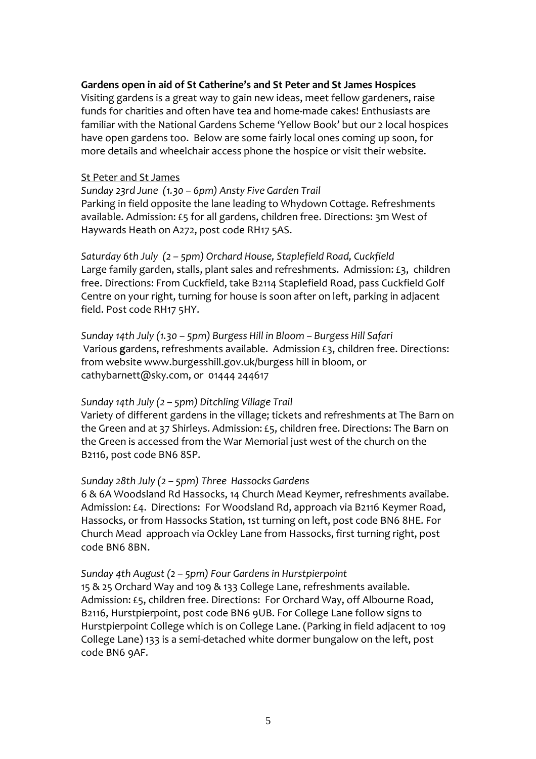**Gardens open in aid of St Catherine's and St Peter and St James Hospices**

Visiting gardens is a great way to gain new ideas, meet fellow gardeners, raise funds for charities and often have tea and home-made cakes! Enthusiasts are familiar with the National Gardens Scheme 'Yellow Book' but our 2 local hospices have open gardens too. Below are some fairly local ones coming up soon, for more details and wheelchair access phone the hospice or visit their website.

<u>St Peter and St James</u>

*Sunday 23rd June (1.30 – 6pm) Ansty Five Garden Trail*

Parking in field opposite the lane leading to Whydown Cottage. Refreshments available. Admission: £5 for all gardens, children free. Directions: 3m West of Haywards Heath on A272, post code RH17 5AS.

*Saturday 6th July (2 – 5pm) Orchard House, Staplefield Road, Cuckfield*

Large family garden, stalls, plant sales and refreshments. Admission: £3, children free. Directions: From Cuckfield, take B2114 Staplefield Road, pass Cuckfield Golf Centre on your right, turning for house is soon after on left, parking in adjacent field. Post code RH17 5HY.

*Sunday 14th July (1.30 – 5pm) Burgess Hill in Bloom – Burgess Hill Safari*

Various gardens, refreshments available. Admission £3, children free. Directions: from website www.burgesshill.gov.uk/burgess hill in bloom, or cathybarnett@sky.com, or 01444 244617

*Sunday 14th July (2 – 5pm) Ditchling Village Trail*

Variety of different gardens in the village; tickets and refreshments at The Barn on the Green and at 37 Shirleys. Admission: £5, children free. Directions: The Barn on the Green is accessed from the War Memorial just west of the church on the B2116, post code BN6 8SP.

*Sunday 28th July (2 – 5pm) Three Hassocks Gardens*

6 & 6A Woodsland Rd Hassocks, 14 Church Mead Keymer, refreshments availabe. Admission: £4. Directions: For Woodsland Rd, approach via B2116 Keymer Road, Hassocks, or from Hassocks Station, 1st turning on left, post code BN6 8HE. For Church Mead approach via Ockley Lane from Hassocks, first turning right, post code BN6 8BN.

*Sunday 4th August (2 – 5pm) Four Gardens in Hurstpierpoint*

15 & 25 Orchard Way and 109 & 133 College Lane, refreshments available. Admission: £5, children free. Directions: For Orchard Way, off Albourne Road, B2116, Hurstpierpoint, post code BN6 9UB. For College Lane follow signs to Hurstpierpoint College which is on College Lane. (Parking in field adjacent to 109 College Lane) 133 is a semi-detached white dormer bungalow on the left, post code BN6 9AF.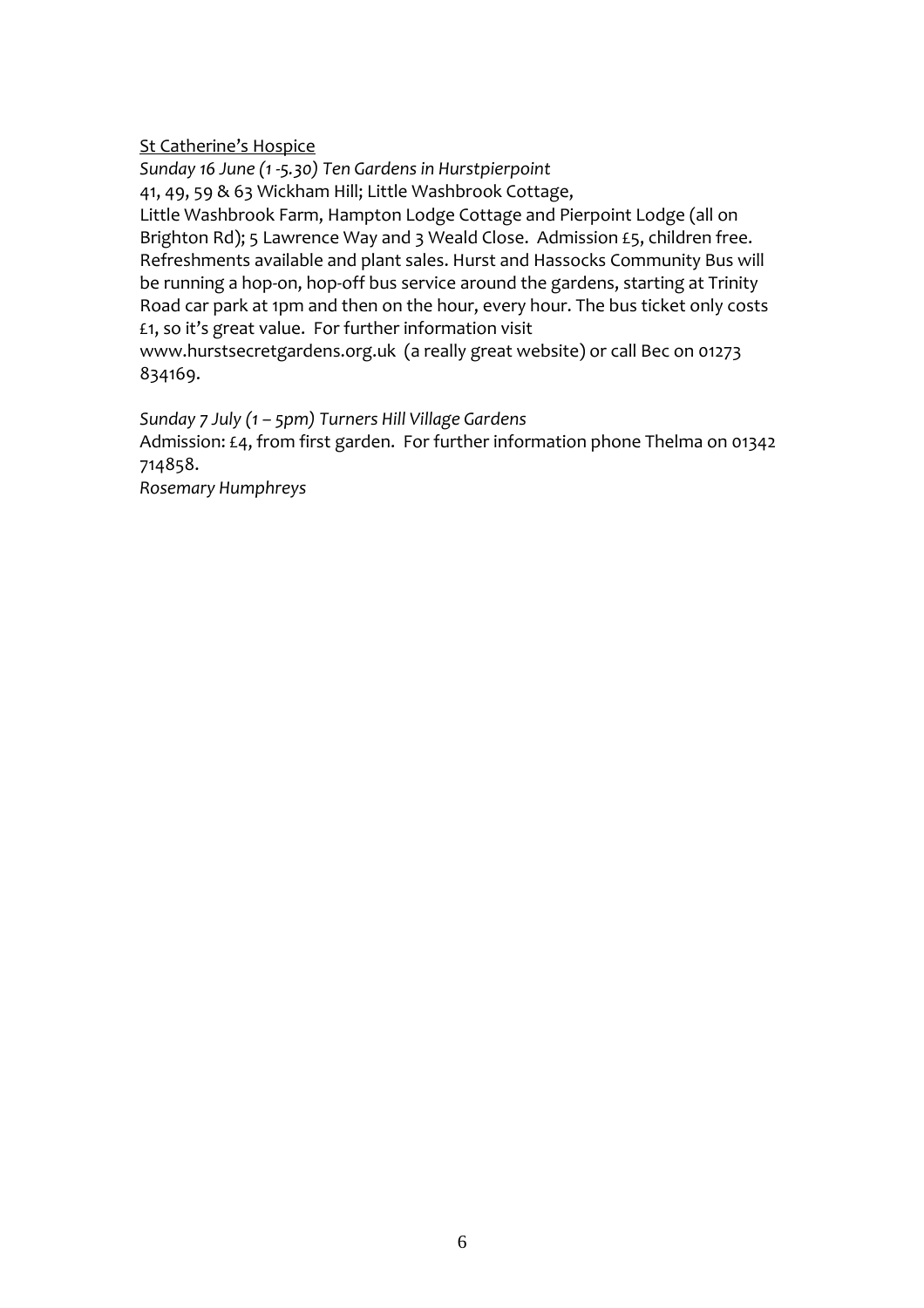<u>St Catherine's Hospice</u>

*Sunday 16 June (1 -5.30) Ten Gardens in Hurstpierpoint*
41, 49, 59 & 63 Wickham Hill; Little Washbrook Cottage,
Little Washbrook Farm, Hampton Lodge Cottage and Pierpoint Lodge (all on Brighton Rd); 5 Lawrence Way and 3 Weald Close. Admission £5, children free. Refreshments available and plant sales. Hurst and Hassocks Community Bus will be running a hop-on, hop-off bus service around the gardens, starting at Trinity Road car park at 1pm and then on the hour, every hour. The bus ticket only costs £1, so it's great value. For further information visit www.hurstsecretgardens.org.uk (a really great website) or call Bec on 01273 834169.

*Sunday 7 July (1 – 5pm) Turners Hill Village Gardens*
Admission: £4, from first garden. For further information phone Thelma on 01342 714858.
*Rosemary Humphreys*